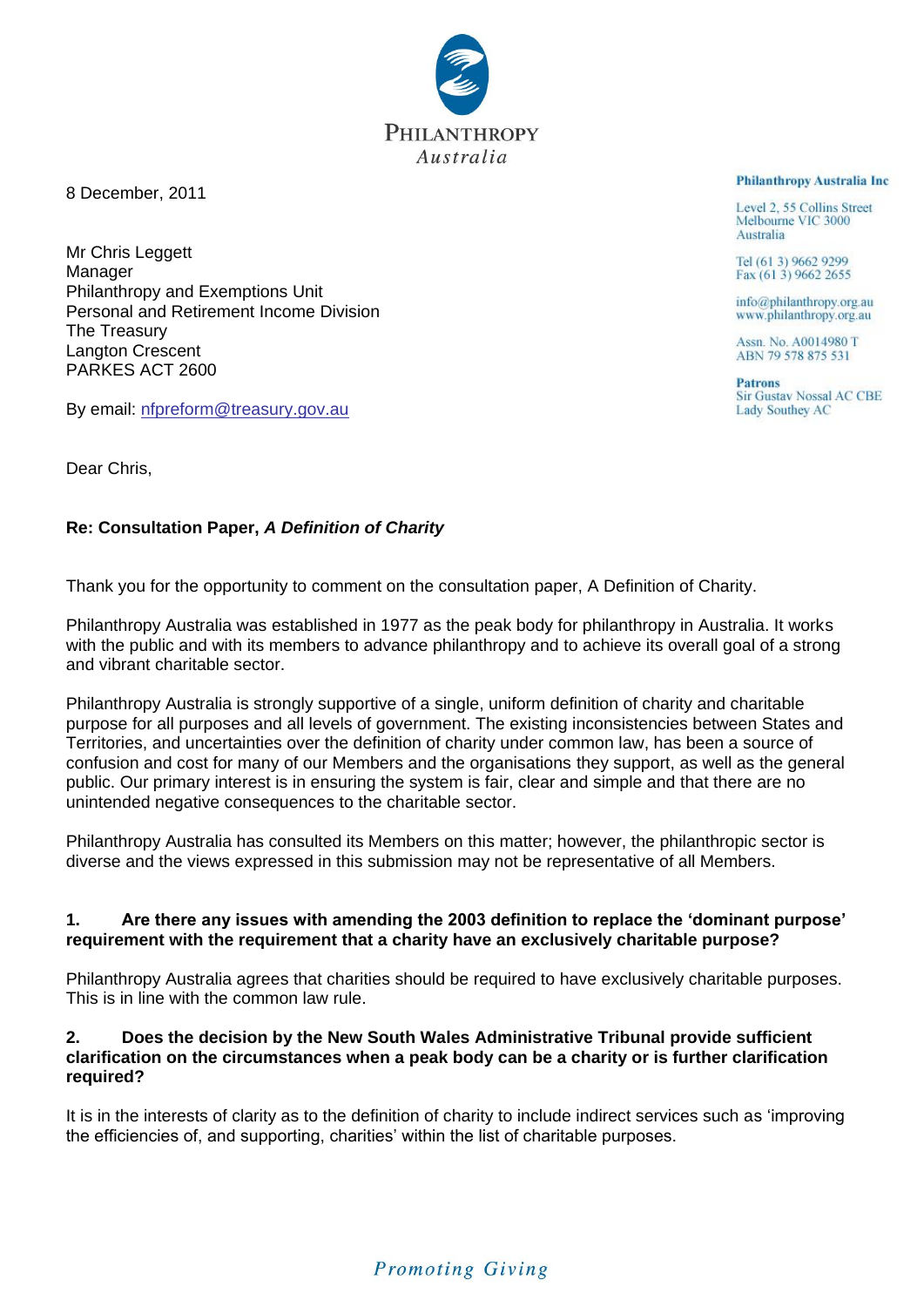PHILANTHROPY
*Australia*

**Philanthropy Australia Inc**

Level 2, 55 Collins Street
Melbourne VIC 3000
Australia

Tel (61 3) 9662 9299
Fax (61 3) 9662 2655

info@philanthropy.org.au
www.philanthropy.org.au

Assn. No. A0014980 T
ABN 79 578 875 531

**Patrons**
Sir Gustav Nossal AC CBE
Lady Southey AC

8 December, 2011

Mr Chris Leggett
Manager
Philanthropy and Exemptions Unit
Personal and Retirement Income Division
The Treasury
Langton Crescent
PARKES ACT 2600

By email: nfpreform@treasury.gov.au

Dear Chris,

**Re: Consultation Paper, *A Definition of Charity***

Thank you for the opportunity to comment on the consultation paper, A Definition of Charity.

Philanthropy Australia was established in 1977 as the peak body for philanthropy in Australia. It works with the public and with its members to advance philanthropy and to achieve its overall goal of a strong and vibrant charitable sector.

Philanthropy Australia is strongly supportive of a single, uniform definition of charity and charitable purpose for all purposes and all levels of government. The existing inconsistencies between States and Territories, and uncertainties over the definition of charity under common law, has been a source of confusion and cost for many of our Members and the organisations they support, as well as the general public. Our primary interest is in ensuring the system is fair, clear and simple and that there are no unintended negative consequences to the charitable sector.

Philanthropy Australia has consulted its Members on this matter; however, the philanthropic sector is diverse and the views expressed in this submission may not be representative of all Members.

**1. Are there any issues with amending the 2003 definition to replace the 'dominant purpose' requirement with the requirement that a charity have an exclusively charitable purpose?**

Philanthropy Australia agrees that charities should be required to have exclusively charitable purposes. This is in line with the common law rule.

**2. Does the decision by the New South Wales Administrative Tribunal provide sufficient clarification on the circumstances when a peak body can be a charity or is further clarification required?**

It is in the interests of clarity as to the definition of charity to include indirect services such as 'improving the efficiencies of, and supporting, charities' within the list of charitable purposes.

*Promoting Giving*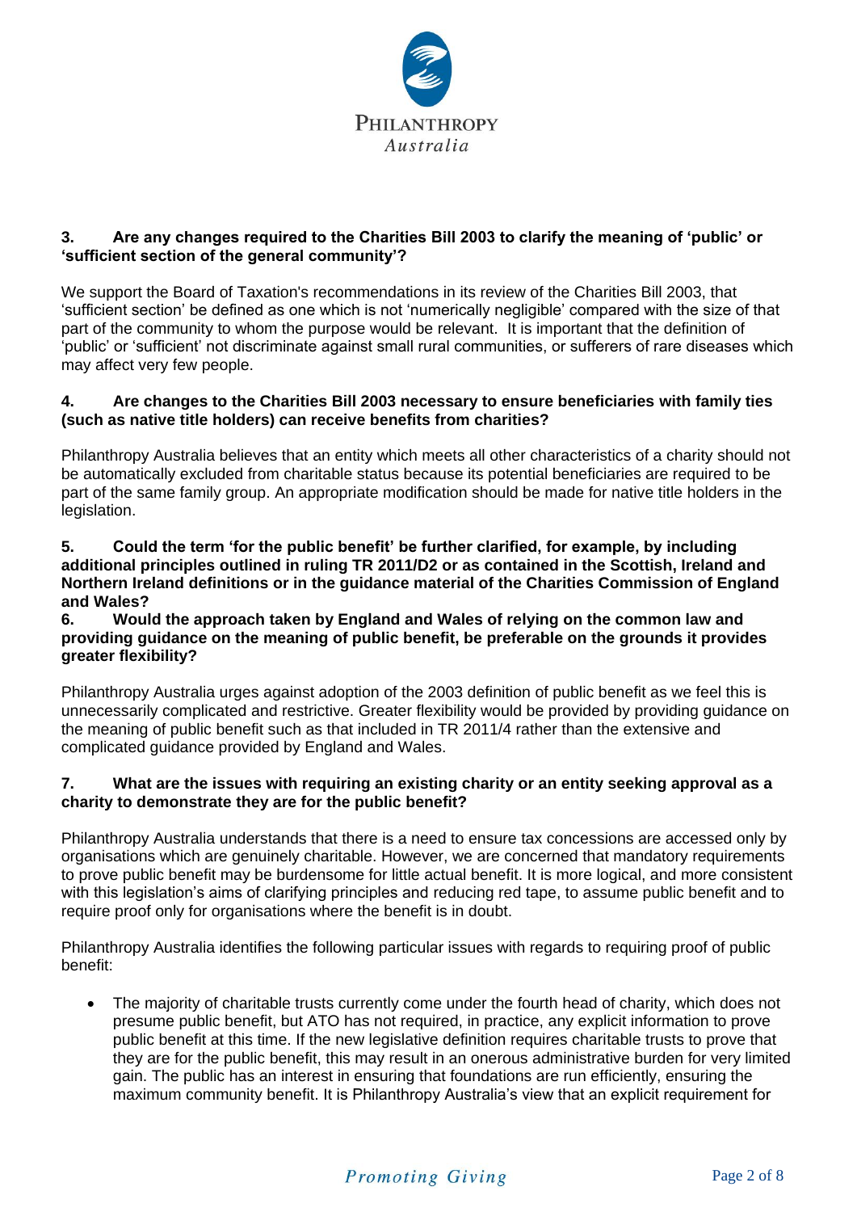**3. Are any changes required to the Charities Bill 2003 to clarify the meaning of 'public' or 'sufficient section of the general community'?**

We support the Board of Taxation's recommendations in its review of the Charities Bill 2003, that 'sufficient section' be defined as one which is not 'numerically negligible' compared with the size of that part of the community to whom the purpose would be relevant. It is important that the definition of 'public' or 'sufficient' not discriminate against small rural communities, or sufferers of rare diseases which may affect very few people.

**4. Are changes to the Charities Bill 2003 necessary to ensure beneficiaries with family ties (such as native title holders) can receive benefits from charities?**

Philanthropy Australia believes that an entity which meets all other characteristics of a charity should not be automatically excluded from charitable status because its potential beneficiaries are required to be part of the same family group. An appropriate modification should be made for native title holders in the legislation.

**5. Could the term 'for the public benefit' be further clarified, for example, by including additional principles outlined in ruling TR 2011/D2 or as contained in the Scottish, Ireland and Northern Ireland definitions or in the guidance material of the Charities Commission of England and Wales?**

**6. Would the approach taken by England and Wales of relying on the common law and providing guidance on the meaning of public benefit, be preferable on the grounds it provides greater flexibility?**

Philanthropy Australia urges against adoption of the 2003 definition of public benefit as we feel this is unnecessarily complicated and restrictive. Greater flexibility would be provided by providing guidance on the meaning of public benefit such as that included in TR 2011/4 rather than the extensive and complicated guidance provided by England and Wales.

**7. What are the issues with requiring an existing charity or an entity seeking approval as a charity to demonstrate they are for the public benefit?**

Philanthropy Australia understands that there is a need to ensure tax concessions are accessed only by organisations which are genuinely charitable. However, we are concerned that mandatory requirements to prove public benefit may be burdensome for little actual benefit. It is more logical, and more consistent with this legislation's aims of clarifying principles and reducing red tape, to assume public benefit and to require proof only for organisations where the benefit is in doubt.

Philanthropy Australia identifies the following particular issues with regards to requiring proof of public benefit:

- The majority of charitable trusts currently come under the fourth head of charity, which does not presume public benefit, but ATO has not required, in practice, any explicit information to prove public benefit at this time. If the new legislative definition requires charitable trusts to prove that they are for the public benefit, this may result in an onerous administrative burden for very limited gain. The public has an interest in ensuring that foundations are run efficiently, ensuring the maximum community benefit. It is Philanthropy Australia's view that an explicit requirement for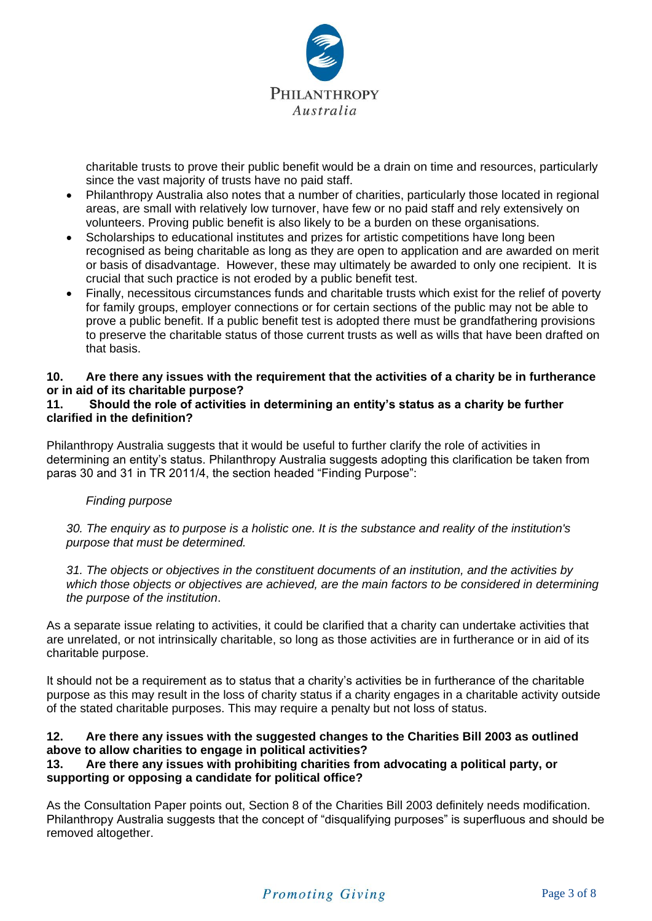charitable trusts to prove their public benefit would be a drain on time and resources, particularly since the vast majority of trusts have no paid staff.

- Philanthropy Australia also notes that a number of charities, particularly those located in regional areas, are small with relatively low turnover, have few or no paid staff and rely extensively on volunteers. Proving public benefit is also likely to be a burden on these organisations.
- Scholarships to educational institutes and prizes for artistic competitions have long been recognised as being charitable as long as they are open to application and are awarded on merit or basis of disadvantage. However, these may ultimately be awarded to only one recipient. It is crucial that such practice is not eroded by a public benefit test.
- Finally, necessitous circumstances funds and charitable trusts which exist for the relief of poverty for family groups, employer connections or for certain sections of the public may not be able to prove a public benefit. If a public benefit test is adopted there must be grandfathering provisions to preserve the charitable status of those current trusts as well as wills that have been drafted on that basis.

**10. Are there any issues with the requirement that the activities of a charity be in furtherance or in aid of its charitable purpose?**

**11. Should the role of activities in determining an entity's status as a charity be further clarified in the definition?**

Philanthropy Australia suggests that it would be useful to further clarify the role of activities in determining an entity's status. Philanthropy Australia suggests adopting this clarification be taken from paras 30 and 31 in TR 2011/4, the section headed "Finding Purpose":

> *Finding purpose*
>
> *30. The enquiry as to purpose is a holistic one. It is the substance and reality of the institution's purpose that must be determined.*
>
> *31. The objects or objectives in the constituent documents of an institution, and the activities by which those objects or objectives are achieved, are the main factors to be considered in determining the purpose of the institution*.

As a separate issue relating to activities, it could be clarified that a charity can undertake activities that are unrelated, or not intrinsically charitable, so long as those activities are in furtherance or in aid of its charitable purpose.

It should not be a requirement as to status that a charity's activities be in furtherance of the charitable purpose as this may result in the loss of charity status if a charity engages in a charitable activity outside of the stated charitable purposes. This may require a penalty but not loss of status.

**12. Are there any issues with the suggested changes to the Charities Bill 2003 as outlined above to allow charities to engage in political activities?**

**13. Are there any issues with prohibiting charities from advocating a political party, or supporting or opposing a candidate for political office?**

As the Consultation Paper points out, Section 8 of the Charities Bill 2003 definitely needs modification. Philanthropy Australia suggests that the concept of "disqualifying purposes" is superfluous and should be removed altogether.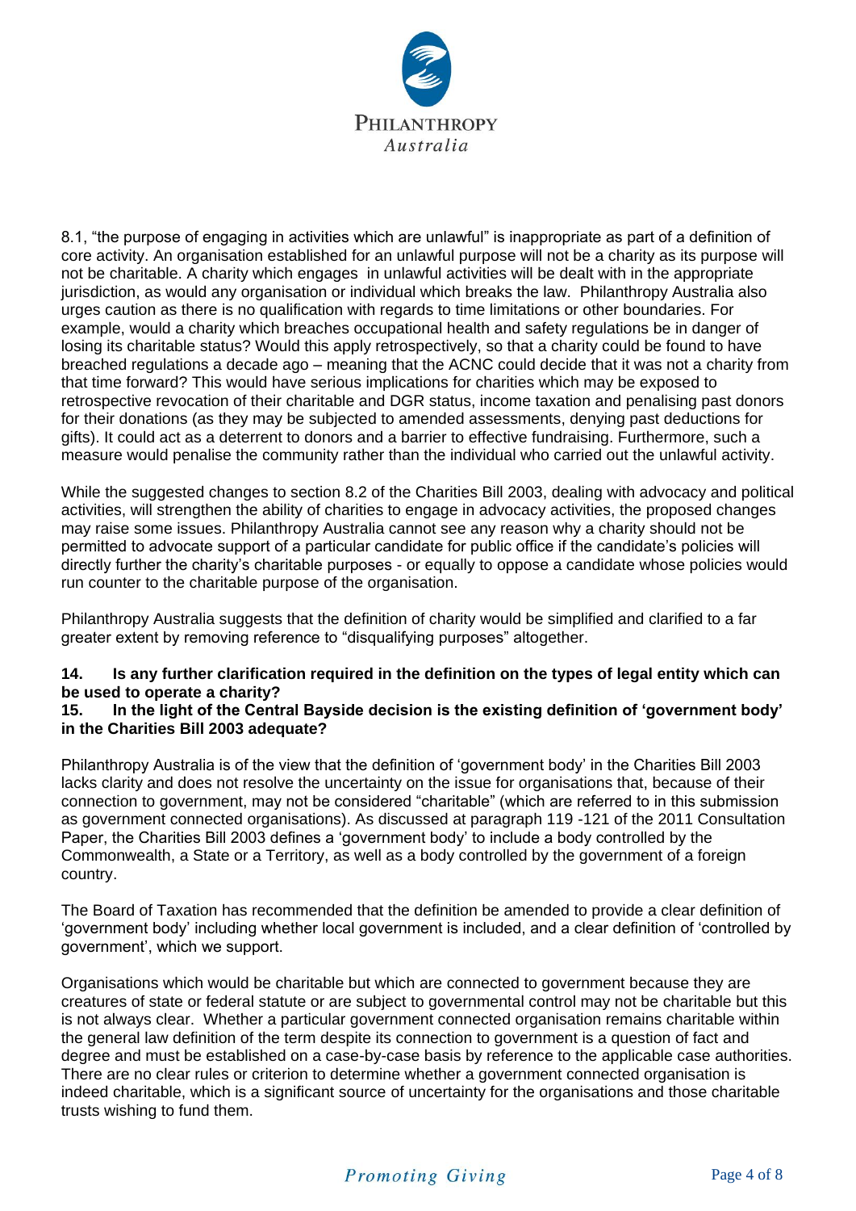8.1, “the purpose of engaging in activities which are unlawful” is inappropriate as part of a definition of core activity. An organisation established for an unlawful purpose will not be a charity as its purpose will not be charitable. A charity which engages in unlawful activities will be dealt with in the appropriate jurisdiction, as would any organisation or individual which breaks the law. Philanthropy Australia also urges caution as there is no qualification with regards to time limitations or other boundaries. For example, would a charity which breaches occupational health and safety regulations be in danger of losing its charitable status? Would this apply retrospectively, so that a charity could be found to have breached regulations a decade ago – meaning that the ACNC could decide that it was not a charity from that time forward? This would have serious implications for charities which may be exposed to retrospective revocation of their charitable and DGR status, income taxation and penalising past donors for their donations (as they may be subjected to amended assessments, denying past deductions for gifts). It could act as a deterrent to donors and a barrier to effective fundraising. Furthermore, such a measure would penalise the community rather than the individual who carried out the unlawful activity.

While the suggested changes to section 8.2 of the Charities Bill 2003, dealing with advocacy and political activities, will strengthen the ability of charities to engage in advocacy activities, the proposed changes may raise some issues. Philanthropy Australia cannot see any reason why a charity should not be permitted to advocate support of a particular candidate for public office if the candidate’s policies will directly further the charity’s charitable purposes - or equally to oppose a candidate whose policies would run counter to the charitable purpose of the organisation.

Philanthropy Australia suggests that the definition of charity would be simplified and clarified to a far greater extent by removing reference to “disqualifying purposes” altogether.

**14. Is any further clarification required in the definition on the types of legal entity which can be used to operate a charity?**

**15. In the light of the Central Bayside decision is the existing definition of ‘government body’ in the Charities Bill 2003 adequate?**

Philanthropy Australia is of the view that the definition of ‘government body’ in the Charities Bill 2003 lacks clarity and does not resolve the uncertainty on the issue for organisations that, because of their connection to government, may not be considered “charitable” (which are referred to in this submission as government connected organisations). As discussed at paragraph 119 -121 of the 2011 Consultation Paper, the Charities Bill 2003 defines a ‘government body’ to include a body controlled by the Commonwealth, a State or a Territory, as well as a body controlled by the government of a foreign country.

The Board of Taxation has recommended that the definition be amended to provide a clear definition of ‘government body’ including whether local government is included, and a clear definition of ‘controlled by government’, which we support.

Organisations which would be charitable but which are connected to government because they are creatures of state or federal statute or are subject to governmental control may not be charitable but this is not always clear. Whether a particular government connected organisation remains charitable within the general law definition of the term despite its connection to government is a question of fact and degree and must be established on a case-by-case basis by reference to the applicable case authorities. There are no clear rules or criterion to determine whether a government connected organisation is indeed charitable, which is a significant source of uncertainty for the organisations and those charitable trusts wishing to fund them.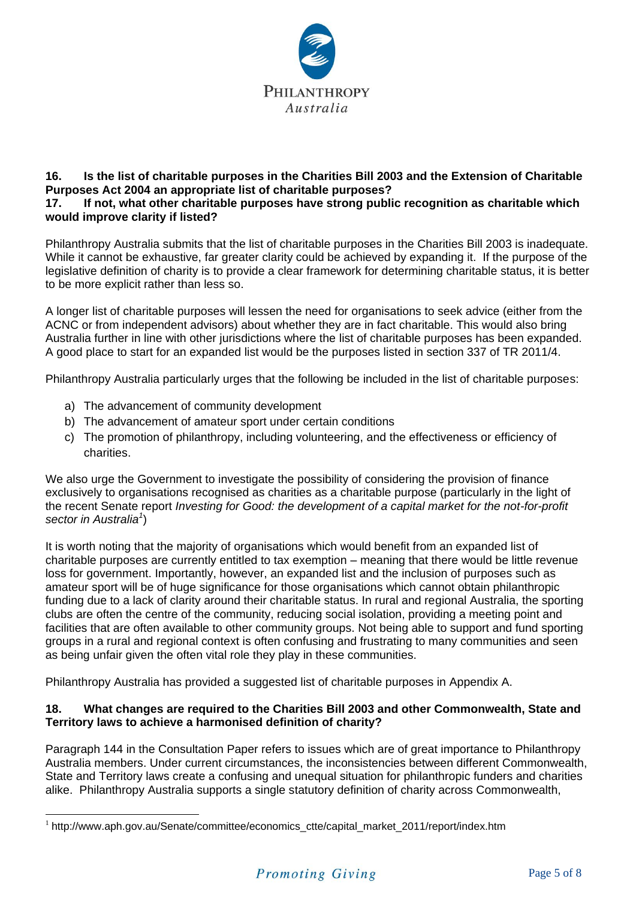**16. Is the list of charitable purposes in the Charities Bill 2003 and the Extension of Charitable Purposes Act 2004 an appropriate list of charitable purposes?**
**17. If not, what other charitable purposes have strong public recognition as charitable which would improve clarity if listed?**

Philanthropy Australia submits that the list of charitable purposes in the Charities Bill 2003 is inadequate. While it cannot be exhaustive, far greater clarity could be achieved by expanding it. If the purpose of the legislative definition of charity is to provide a clear framework for determining charitable status, it is better to be more explicit rather than less so.

A longer list of charitable purposes will lessen the need for organisations to seek advice (either from the ACNC or from independent advisors) about whether they are in fact charitable. This would also bring Australia further in line with other jurisdictions where the list of charitable purposes has been expanded. A good place to start for an expanded list would be the purposes listed in section 337 of TR 2011/4.

Philanthropy Australia particularly urges that the following be included in the list of charitable purposes:

a) The advancement of community development
b) The advancement of amateur sport under certain conditions
c) The promotion of philanthropy, including volunteering, and the effectiveness or efficiency of charities.

We also urge the Government to investigate the possibility of considering the provision of finance exclusively to organisations recognised as charities as a charitable purpose (particularly in the light of the recent Senate report *Investing for Good: the development of a capital market for the not-for-profit sector in Australia*[1])

It is worth noting that the majority of organisations which would benefit from an expanded list of charitable purposes are currently entitled to tax exemption – meaning that there would be little revenue loss for government. Importantly, however, an expanded list and the inclusion of purposes such as amateur sport will be of huge significance for those organisations which cannot obtain philanthropic funding due to a lack of clarity around their charitable status. In rural and regional Australia, the sporting clubs are often the centre of the community, reducing social isolation, providing a meeting point and facilities that are often available to other community groups. Not being able to support and fund sporting groups in a rural and regional context is often confusing and frustrating to many communities and seen as being unfair given the often vital role they play in these communities.

Philanthropy Australia has provided a suggested list of charitable purposes in Appendix A.

**18. What changes are required to the Charities Bill 2003 and other Commonwealth, State and Territory laws to achieve a harmonised definition of charity?**

Paragraph 144 in the Consultation Paper refers to issues which are of great importance to Philanthropy Australia members. Under current circumstances, the inconsistencies between different Commonwealth, State and Territory laws create a confusing and unequal situation for philanthropic funders and charities alike. Philanthropy Australia supports a single statutory definition of charity across Commonwealth,

[1] http://www.aph.gov.au/Senate/committee/economics_ctte/capital_market_2011/report/index.htm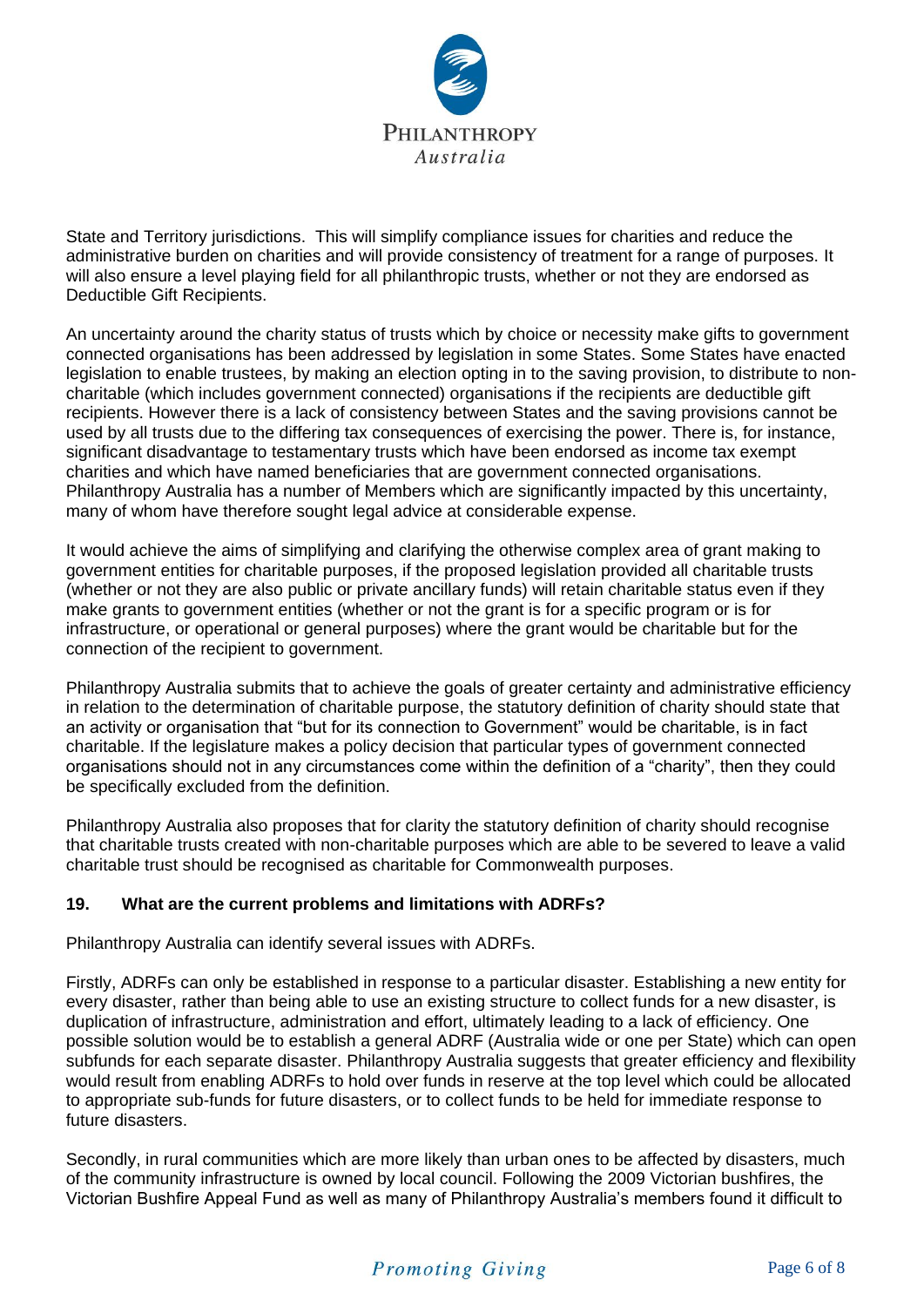State and Territory jurisdictions. This will simplify compliance issues for charities and reduce the administrative burden on charities and will provide consistency of treatment for a range of purposes. It will also ensure a level playing field for all philanthropic trusts, whether or not they are endorsed as Deductible Gift Recipients.

An uncertainty around the charity status of trusts which by choice or necessity make gifts to government connected organisations has been addressed by legislation in some States. Some States have enacted legislation to enable trustees, by making an election opting in to the saving provision, to distribute to non-charitable (which includes government connected) organisations if the recipients are deductible gift recipients. However there is a lack of consistency between States and the saving provisions cannot be used by all trusts due to the differing tax consequences of exercising the power. There is, for instance, significant disadvantage to testamentary trusts which have been endorsed as income tax exempt charities and which have named beneficiaries that are government connected organisations. Philanthropy Australia has a number of Members which are significantly impacted by this uncertainty, many of whom have therefore sought legal advice at considerable expense.

It would achieve the aims of simplifying and clarifying the otherwise complex area of grant making to government entities for charitable purposes, if the proposed legislation provided all charitable trusts (whether or not they are also public or private ancillary funds) will retain charitable status even if they make grants to government entities (whether or not the grant is for a specific program or is for infrastructure, or operational or general purposes) where the grant would be charitable but for the connection of the recipient to government.

Philanthropy Australia submits that to achieve the goals of greater certainty and administrative efficiency in relation to the determination of charitable purpose, the statutory definition of charity should state that an activity or organisation that "but for its connection to Government" would be charitable, is in fact charitable. If the legislature makes a policy decision that particular types of government connected organisations should not in any circumstances come within the definition of a "charity", then they could be specifically excluded from the definition.

Philanthropy Australia also proposes that for clarity the statutory definition of charity should recognise that charitable trusts created with non-charitable purposes which are able to be severed to leave a valid charitable trust should be recognised as charitable for Commonwealth purposes.

**19. What are the current problems and limitations with ADRFs?**

Philanthropy Australia can identify several issues with ADRFs.

Firstly, ADRFs can only be established in response to a particular disaster. Establishing a new entity for every disaster, rather than being able to use an existing structure to collect funds for a new disaster, is duplication of infrastructure, administration and effort, ultimately leading to a lack of efficiency. One possible solution would be to establish a general ADRF (Australia wide or one per State) which can open subfunds for each separate disaster. Philanthropy Australia suggests that greater efficiency and flexibility would result from enabling ADRFs to hold over funds in reserve at the top level which could be allocated to appropriate sub-funds for future disasters, or to collect funds to be held for immediate response to future disasters.

Secondly, in rural communities which are more likely than urban ones to be affected by disasters, much of the community infrastructure is owned by local council. Following the 2009 Victorian bushfires, the Victorian Bushfire Appeal Fund as well as many of Philanthropy Australia's members found it difficult to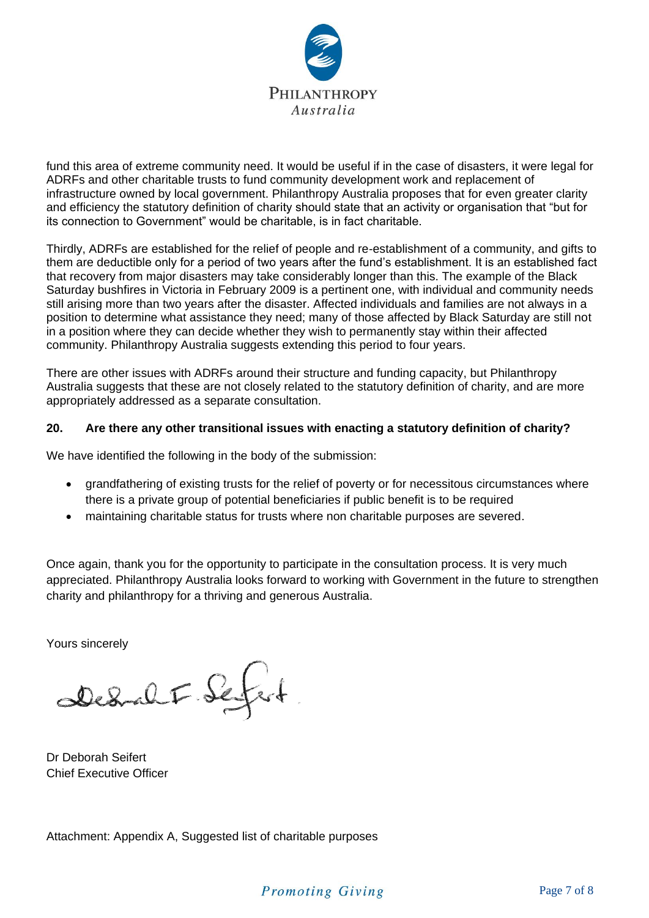fund this area of extreme community need. It would be useful if in the case of disasters, it were legal for ADRFs and other charitable trusts to fund community development work and replacement of infrastructure owned by local government. Philanthropy Australia proposes that for even greater clarity and efficiency the statutory definition of charity should state that an activity or organisation that "but for its connection to Government" would be charitable, is in fact charitable.

Thirdly, ADRFs are established for the relief of people and re-establishment of a community, and gifts to them are deductible only for a period of two years after the fund's establishment. It is an established fact that recovery from major disasters may take considerably longer than this. The example of the Black Saturday bushfires in Victoria in February 2009 is a pertinent one, with individual and community needs still arising more than two years after the disaster. Affected individuals and families are not always in a position to determine what assistance they need; many of those affected by Black Saturday are still not in a position where they can decide whether they wish to permanently stay within their affected community. Philanthropy Australia suggests extending this period to four years.

There are other issues with ADRFs around their structure and funding capacity, but Philanthropy Australia suggests that these are not closely related to the statutory definition of charity, and are more appropriately addressed as a separate consultation.

**20. Are there any other transitional issues with enacting a statutory definition of charity?**

We have identified the following in the body of the submission:

- grandfathering of existing trusts for the relief of poverty or for necessitous circumstances where there is a private group of potential beneficiaries if public benefit is to be required
- maintaining charitable status for trusts where non charitable purposes are severed.

Once again, thank you for the opportunity to participate in the consultation process. It is very much appreciated. Philanthropy Australia looks forward to working with Government in the future to strengthen charity and philanthropy for a thriving and generous Australia.

Yours sincerely

Dr Deborah Seifert
Chief Executive Officer

Attachment: Appendix A, Suggested list of charitable purposes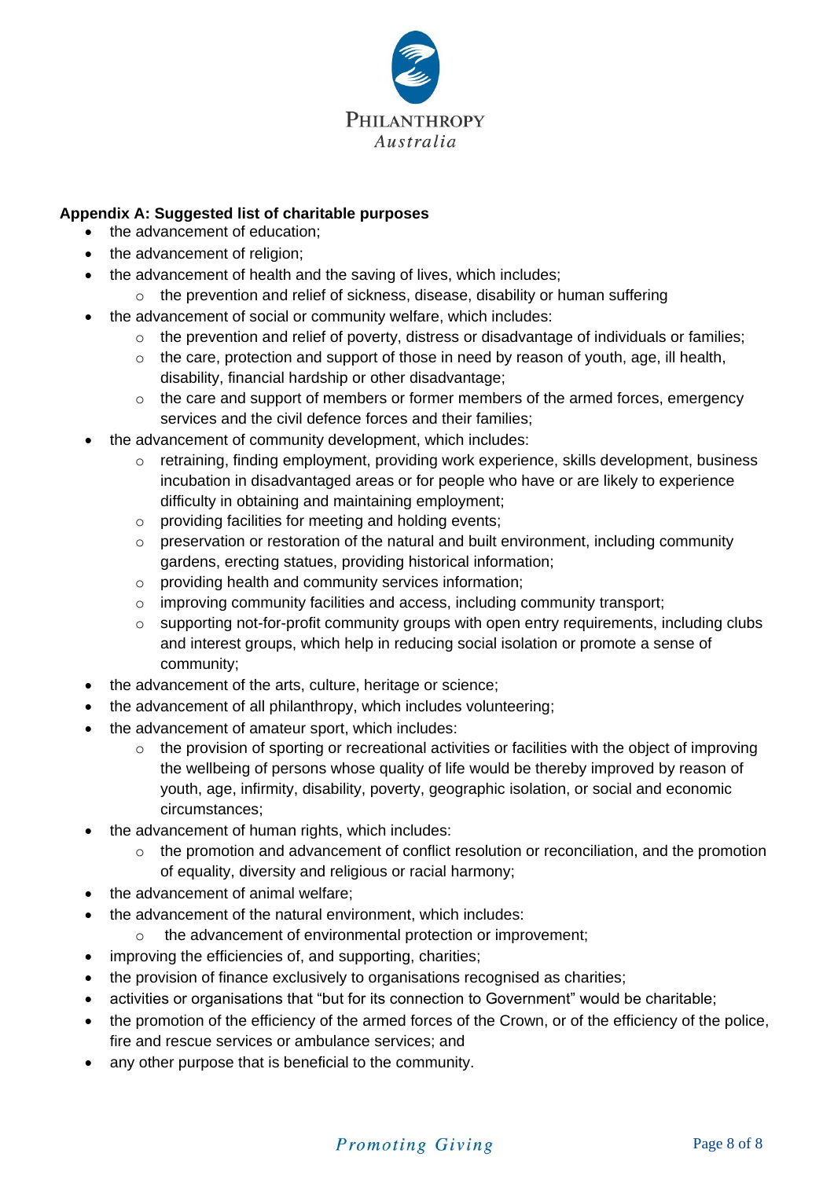**Appendix A: Suggested list of charitable purposes**

- the advancement of education;
- the advancement of religion;
- the advancement of health and the saving of lives, which includes;
  - the prevention and relief of sickness, disease, disability or human suffering
- the advancement of social or community welfare, which includes:
  - the prevention and relief of poverty, distress or disadvantage of individuals or families;
  - the care, protection and support of those in need by reason of youth, age, ill health, disability, financial hardship or other disadvantage;
  - the care and support of members or former members of the armed forces, emergency services and the civil defence forces and their families;
- the advancement of community development, which includes:
  - retraining, finding employment, providing work experience, skills development, business incubation in disadvantaged areas or for people who have or are likely to experience difficulty in obtaining and maintaining employment;
  - providing facilities for meeting and holding events;
  - preservation or restoration of the natural and built environment, including community gardens, erecting statues, providing historical information;
  - providing health and community services information;
  - improving community facilities and access, including community transport;
  - supporting not-for-profit community groups with open entry requirements, including clubs and interest groups, which help in reducing social isolation or promote a sense of community;
- the advancement of the arts, culture, heritage or science;
- the advancement of all philanthropy, which includes volunteering;
- the advancement of amateur sport, which includes:
  - the provision of sporting or recreational activities or facilities with the object of improving the wellbeing of persons whose quality of life would be thereby improved by reason of youth, age, infirmity, disability, poverty, geographic isolation, or social and economic circumstances;
- the advancement of human rights, which includes:
  - the promotion and advancement of conflict resolution or reconciliation, and the promotion of equality, diversity and religious or racial harmony;
- the advancement of animal welfare;
- the advancement of the natural environment, which includes:
  - the advancement of environmental protection or improvement;
- improving the efficiencies of, and supporting, charities;
- the provision of finance exclusively to organisations recognised as charities;
- activities or organisations that "but for its connection to Government" would be charitable;
- the promotion of the efficiency of the armed forces of the Crown, or of the efficiency of the police, fire and rescue services or ambulance services; and
- any other purpose that is beneficial to the community.